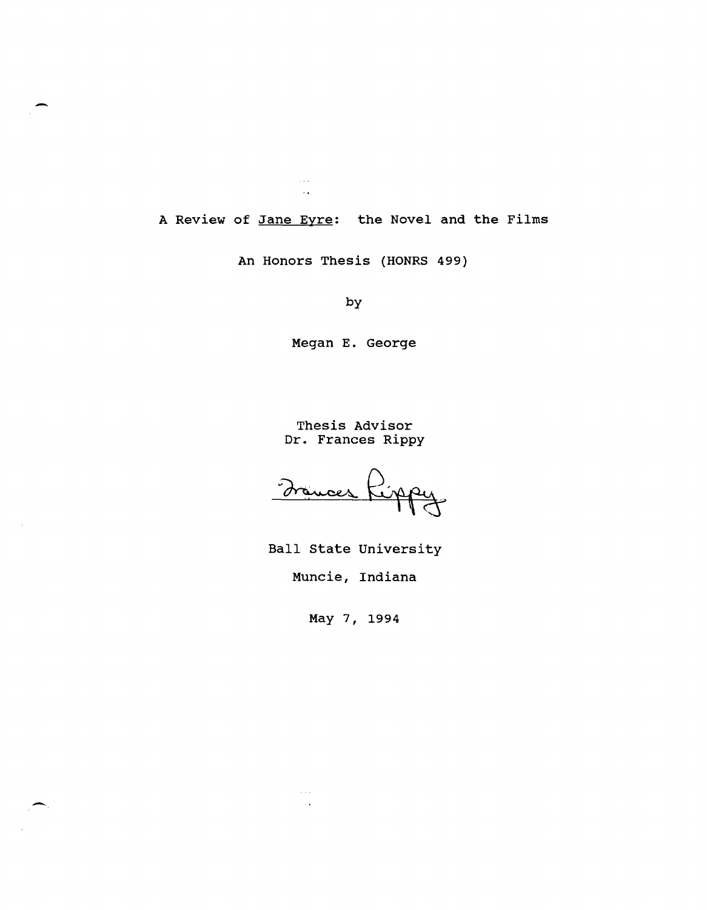# A Review of Jane Eyre: the Novel and the Films

An Honors Thesis (HONRS 499)

by

Megan E. George

Thesis Advisor
Dr. Frances Rippy

Frances Rippy

Ball State University

Muncie, Indiana

May 7, 1994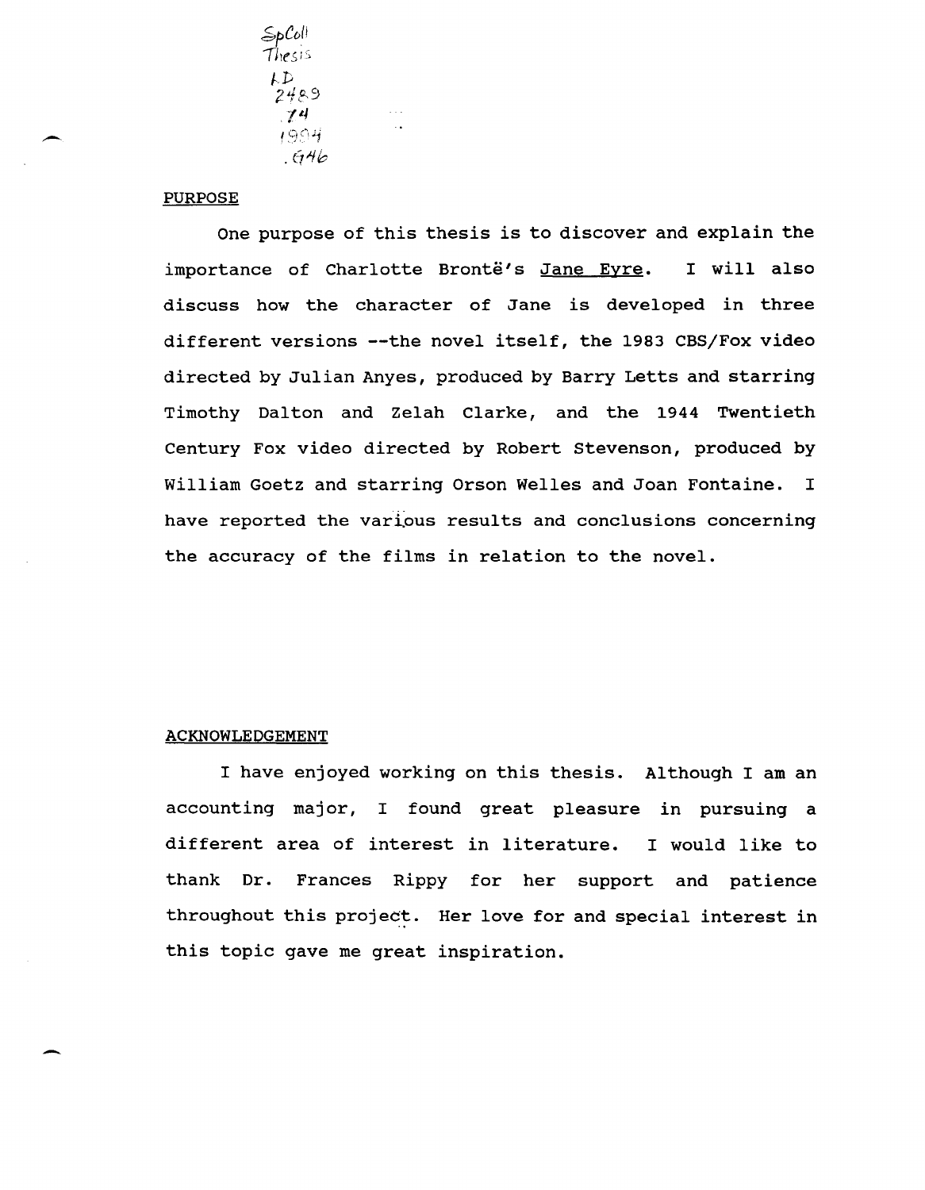SpColl Thesis LD 2489 .Z4 1994 .G46

## PURPOSE

One purpose of this thesis is to discover and explain the importance of Charlotte Brontë's Jane Eyre. I will also discuss how the character of Jane is developed in three different versions --the novel itself, the 1983 CBS/Fox video directed by Julian Anyes, produced by Barry Letts and starring Timothy Dalton and Zelah Clarke, and the 1944 Twentieth Century Fox video directed by Robert Stevenson, produced by William Goetz and starring Orson Welles and Joan Fontaine. I have reported the various results and conclusions concerning the accuracy of the films in relation to the novel.

## ACKNOWLEDGEMENT

I have enjoyed working on this thesis. Although I am an accounting major, I found great pleasure in pursuing a different area of interest in literature. I would like to thank Dr. Frances Rippy for her support and patience throughout this project. Her love for and special interest in this topic gave me great inspiration.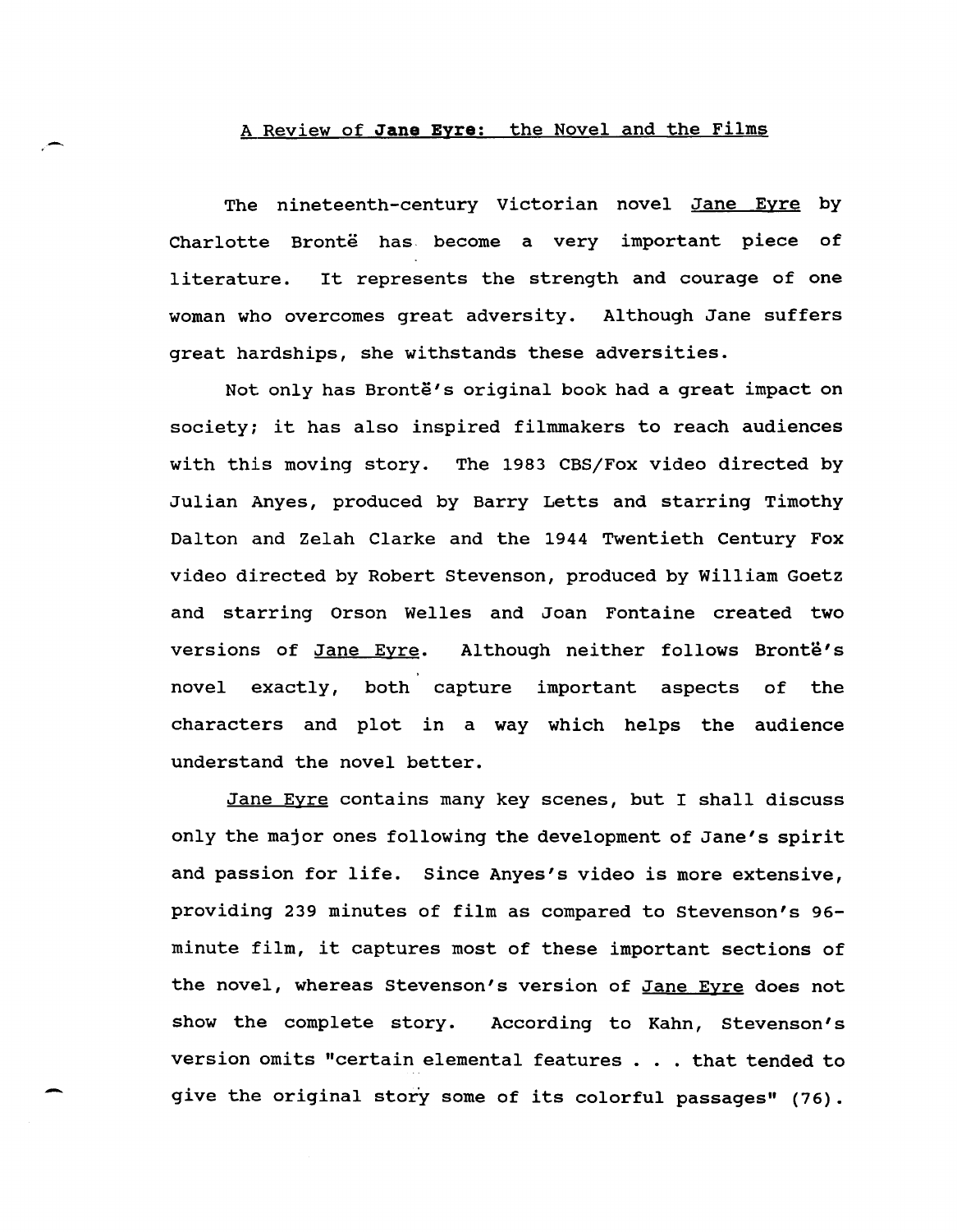## A Review of **Jane Eyre**: the Novel and the Films

The nineteenth-century Victorian novel Jane Eyre by Charlotte Brontë has become a very important piece of literature. It represents the strength and courage of one woman who overcomes great adversity. Although Jane suffers great hardships, she withstands these adversities.

Not only has Brontë's original book had a great impact on society; it has also inspired filmmakers to reach audiences with this moving story. The 1983 CBS/Fox video directed by Julian Anyes, produced by Barry Letts and starring Timothy Dalton and Zelah Clarke and the 1944 Twentieth Century Fox video directed by Robert Stevenson, produced by William Goetz and starring Orson Welles and Joan Fontaine created two versions of Jane Eyre. Although neither follows Brontë's novel exactly, both capture important aspects of the characters and plot in a way which helps the audience understand the novel better.

Jane Eyre contains many key scenes, but I shall discuss only the major ones following the development of Jane's spirit and passion for life. Since Anyes's video is more extensive, providing 239 minutes of film as compared to Stevenson's 96-minute film, it captures most of these important sections of the novel, whereas Stevenson's version of Jane Eyre does not show the complete story. According to Kahn, Stevenson's version omits "certain elemental features . . . that tended to give the original story some of its colorful passages" (76).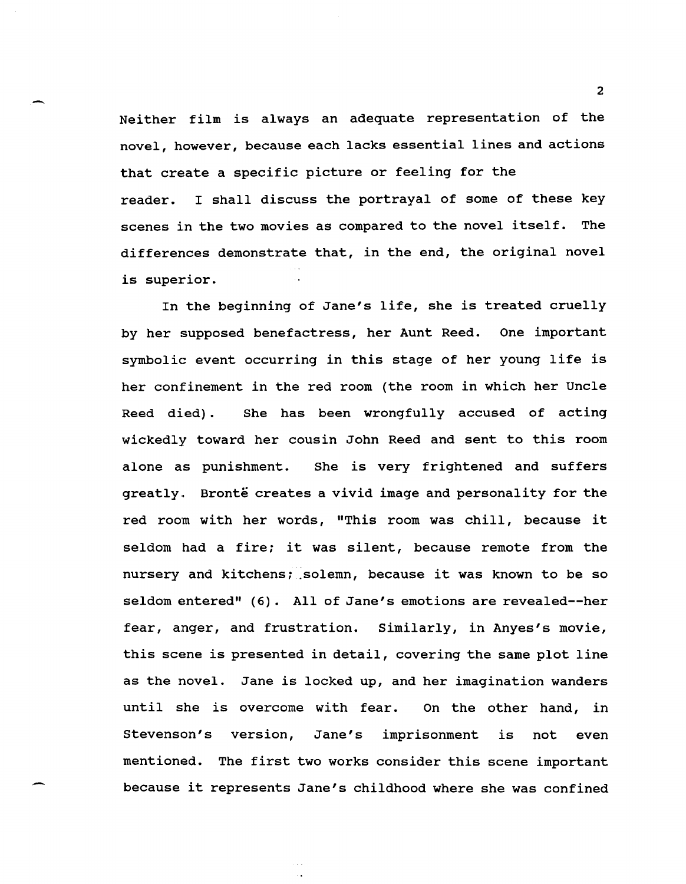Neither film is always an adequate representation of the novel, however, because each lacks essential lines and actions that create a specific picture or feeling for the reader. I shall discuss the portrayal of some of these key scenes in the two movies as compared to the novel itself. The differences demonstrate that, in the end, the original novel is superior.

In the beginning of Jane's life, she is treated cruelly by her supposed benefactress, her Aunt Reed. One important symbolic event occurring in this stage of her young life is her confinement in the red room (the room in which her Uncle Reed died). She has been wrongfully accused of acting wickedly toward her cousin John Reed and sent to this room alone as punishment. She is very frightened and suffers greatly. Brontë creates a vivid image and personality for the red room with her words, "This room was chill, because it seldom had a fire; it was silent, because remote from the nursery and kitchens; solemn, because it was known to be so seldom entered" (6). All of Jane's emotions are revealed--her fear, anger, and frustration. Similarly, in Anyes's movie, this scene is presented in detail, covering the same plot line as the novel. Jane is locked up, and her imagination wanders until she is overcome with fear. On the other hand, in Stevenson's version, Jane's imprisonment is not even mentioned. The first two works consider this scene important because it represents Jane's childhood where she was confined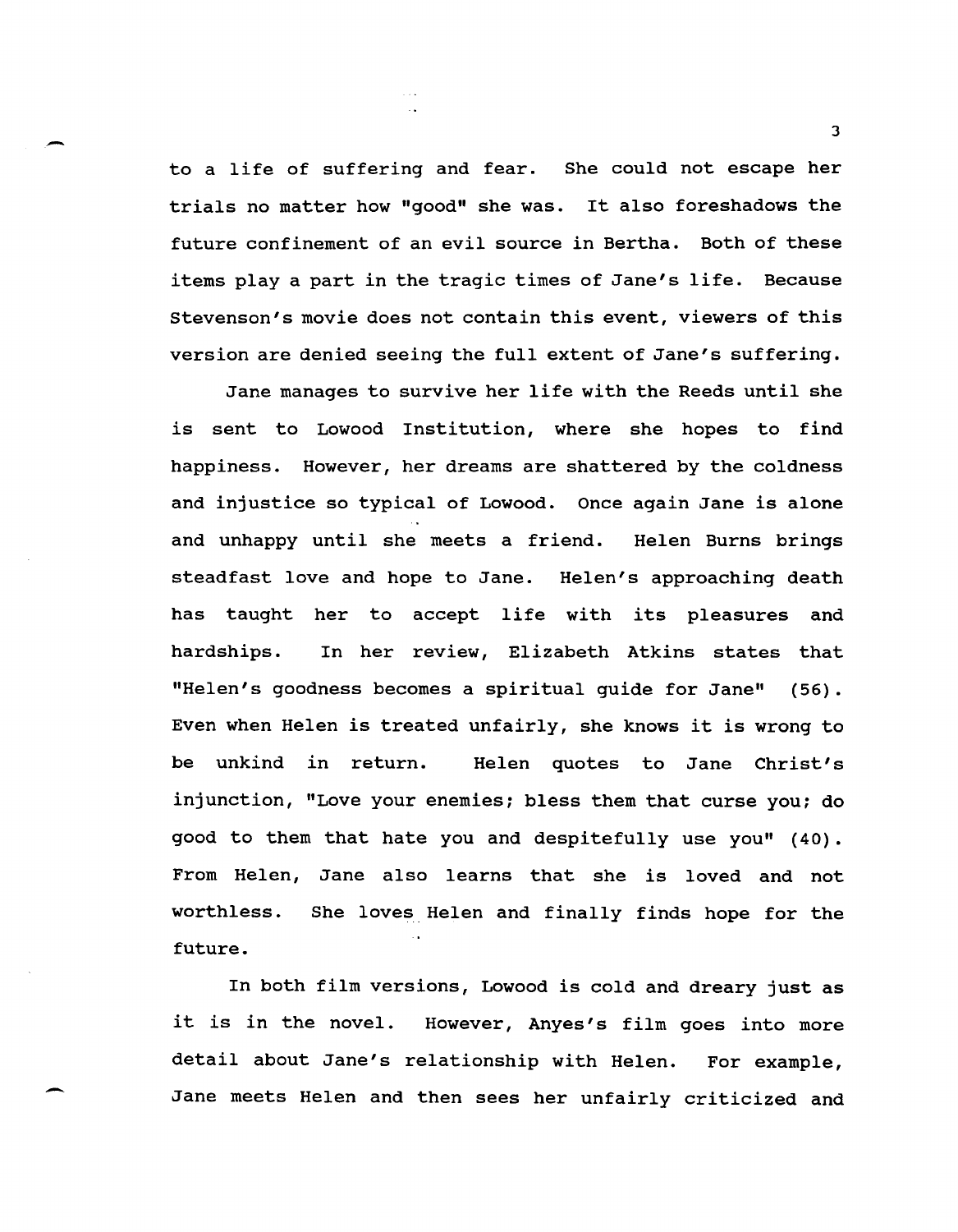to a life of suffering and fear. She could not escape her trials no matter how "good" she was. It also foreshadows the future confinement of an evil source in Bertha. Both of these items play a part in the tragic times of Jane's life. Because Stevenson's movie does not contain this event, viewers of this version are denied seeing the full extent of Jane's suffering.

Jane manages to survive her life with the Reeds until she is sent to Lowood Institution, where she hopes to find happiness. However, her dreams are shattered by the coldness and injustice so typical of Lowood. Once again Jane is alone and unhappy until she meets a friend. Helen Burns brings steadfast love and hope to Jane. Helen's approaching death has taught her to accept life with its pleasures and hardships. In her review, Elizabeth Atkins states that "Helen's goodness becomes a spiritual guide for Jane" (56). Even when Helen is treated unfairly, she knows it is wrong to be unkind in return. Helen quotes to Jane Christ's injunction, "Love your enemies; bless them that curse you; do good to them that hate you and despitefully use you" (40). From Helen, Jane also learns that she is loved and not worthless. She loves Helen and finally finds hope for the future.

In both film versions, Lowood is cold and dreary just as it is in the novel. However, Anyes's film goes into more detail about Jane's relationship with Helen. For example, Jane meets Helen and then sees her unfairly criticized and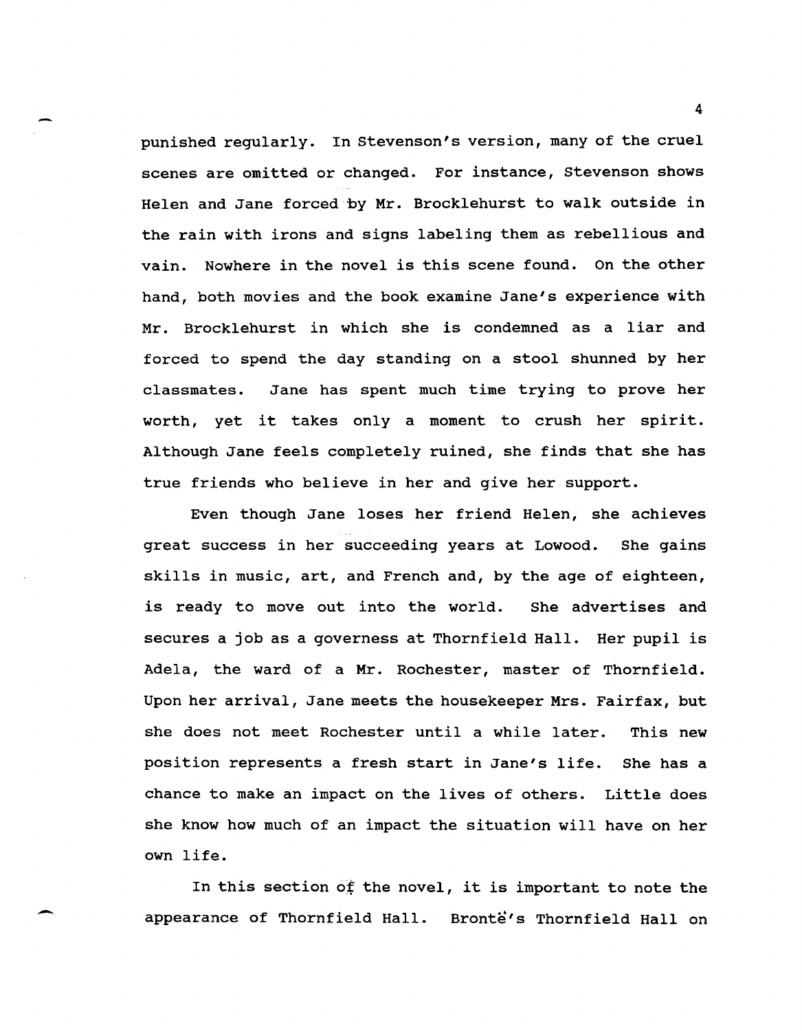punished regularly. In Stevenson's version, many of the cruel scenes are omitted or changed. For instance, Stevenson shows Helen and Jane forced by Mr. Brocklehurst to walk outside in the rain with irons and signs labeling them as rebellious and vain. Nowhere in the novel is this scene found. On the other hand, both movies and the book examine Jane's experience with Mr. Brocklehurst in which she is condemned as a liar and forced to spend the day standing on a stool shunned by her classmates. Jane has spent much time trying to prove her worth, yet it takes only a moment to crush her spirit. Although Jane feels completely ruined, she finds that she has true friends who believe in her and give her support.

Even though Jane loses her friend Helen, she achieves great success in her succeeding years at Lowood. She gains skills in music, art, and French and, by the age of eighteen, is ready to move out into the world. She advertises and secures a job as a governess at Thornfield Hall. Her pupil is Adela, the ward of a Mr. Rochester, master of Thornfield. Upon her arrival, Jane meets the housekeeper Mrs. Fairfax, but she does not meet Rochester until a while later. This new position represents a fresh start in Jane's life. She has a chance to make an impact on the lives of others. Little does she know how much of an impact the situation will have on her own life.

In this section of the novel, it is important to note the appearance of Thornfield Hall. Brontë's Thornfield Hall on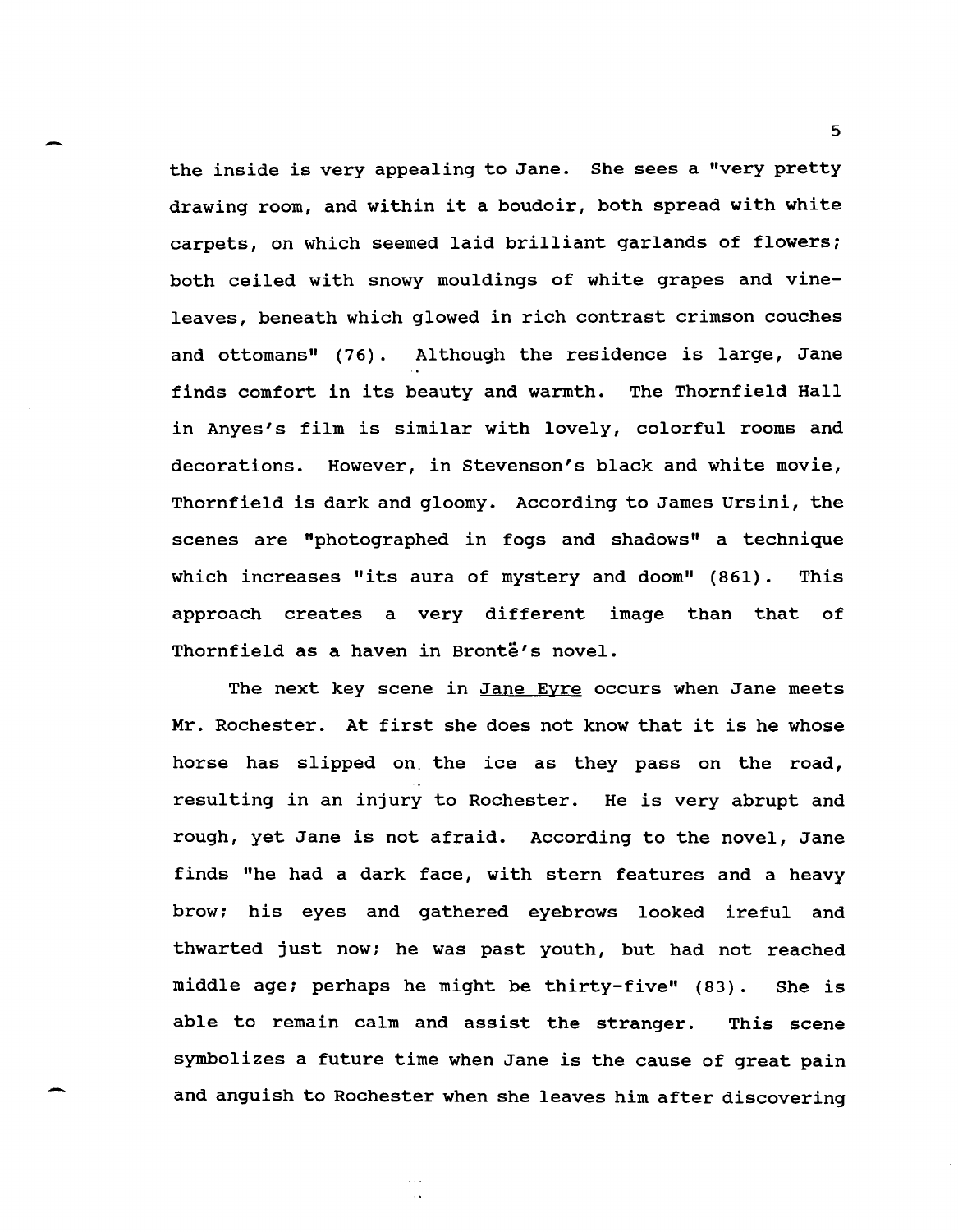the inside is very appealing to Jane. She sees a "very pretty drawing room, and within it a boudoir, both spread with white carpets, on which seemed laid brilliant garlands of flowers; both ceiled with snowy mouldings of white grapes and vine-leaves, beneath which glowed in rich contrast crimson couches and ottomans" (76). Although the residence is large, Jane finds comfort in its beauty and warmth. The Thornfield Hall in Anyes's film is similar with lovely, colorful rooms and decorations. However, in Stevenson's black and white movie, Thornfield is dark and gloomy. According to James Ursini, the scenes are "photographed in fogs and shadows" a technique which increases "its aura of mystery and doom" (861). This approach creates a very different image than that of Thornfield as a haven in Brontë's novel.

The next key scene in Jane Eyre occurs when Jane meets Mr. Rochester. At first she does not know that it is he whose horse has slipped on the ice as they pass on the road, resulting in an injury to Rochester. He is very abrupt and rough, yet Jane is not afraid. According to the novel, Jane finds "he had a dark face, with stern features and a heavy brow; his eyes and gathered eyebrows looked ireful and thwarted just now; he was past youth, but had not reached middle age; perhaps he might be thirty-five" (83). She is able to remain calm and assist the stranger. This scene symbolizes a future time when Jane is the cause of great pain and anguish to Rochester when she leaves him after discovering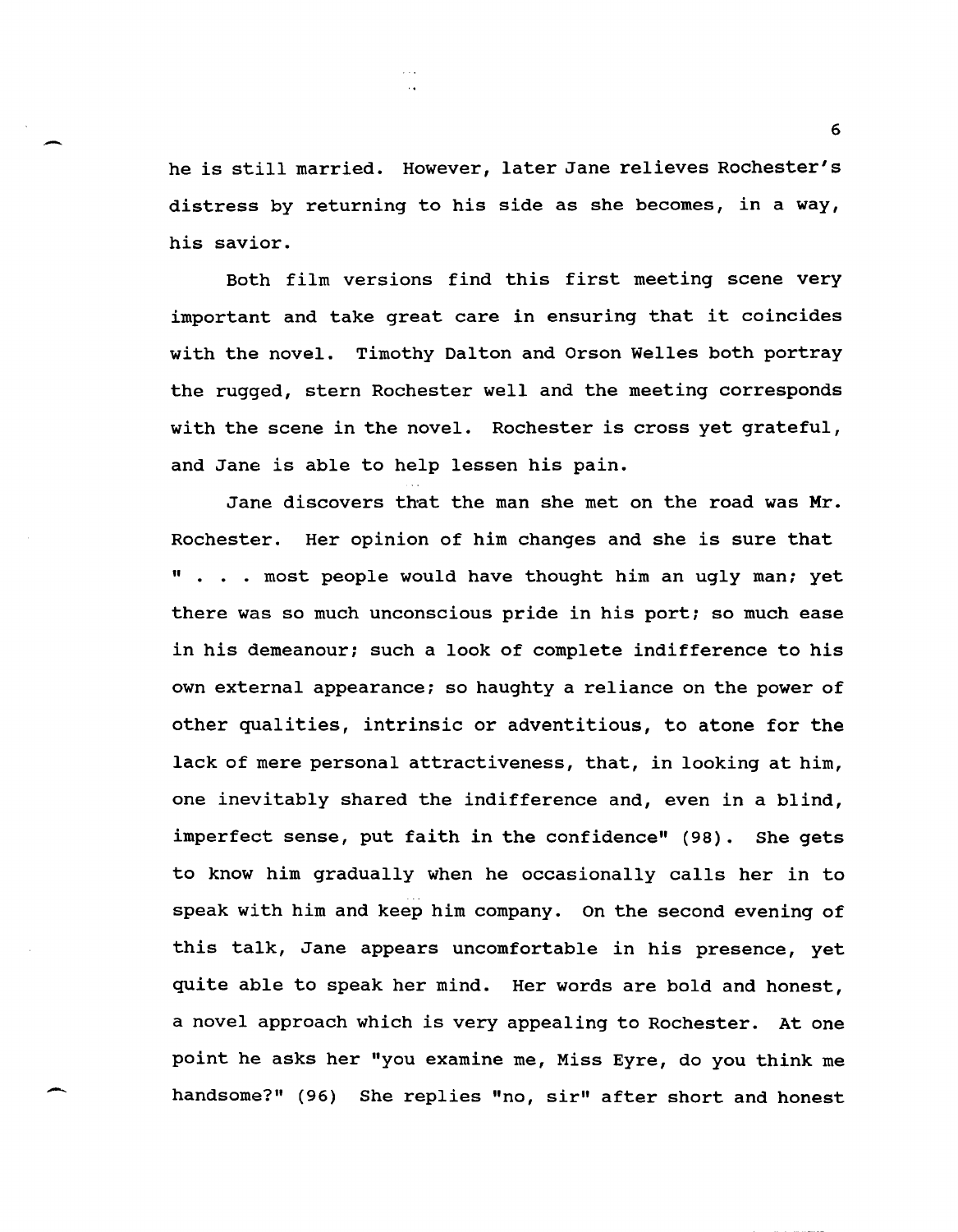he is still married. However, later Jane relieves Rochester's distress by returning to his side as she becomes, in a way, his savior.

Both film versions find this first meeting scene very important and take great care in ensuring that it coincides with the novel. Timothy Dalton and Orson Welles both portray the rugged, stern Rochester well and the meeting corresponds with the scene in the novel. Rochester is cross yet grateful, and Jane is able to help lessen his pain.

Jane discovers that the man she met on the road was Mr. Rochester. Her opinion of him changes and she is sure that " . . . most people would have thought him an ugly man; yet there was so much unconscious pride in his port; so much ease in his demeanour; such a look of complete indifference to his own external appearance; so haughty a reliance on the power of other qualities, intrinsic or adventitious, to atone for the lack of mere personal attractiveness, that, in looking at him, one inevitably shared the indifference and, even in a blind, imperfect sense, put faith in the confidence" (98). She gets to know him gradually when he occasionally calls her in to speak with him and keep him company. On the second evening of this talk, Jane appears uncomfortable in his presence, yet quite able to speak her mind. Her words are bold and honest, a novel approach which is very appealing to Rochester. At one point he asks her "you examine me, Miss Eyre, do you think me handsome?" (96) She replies "no, sir" after short and honest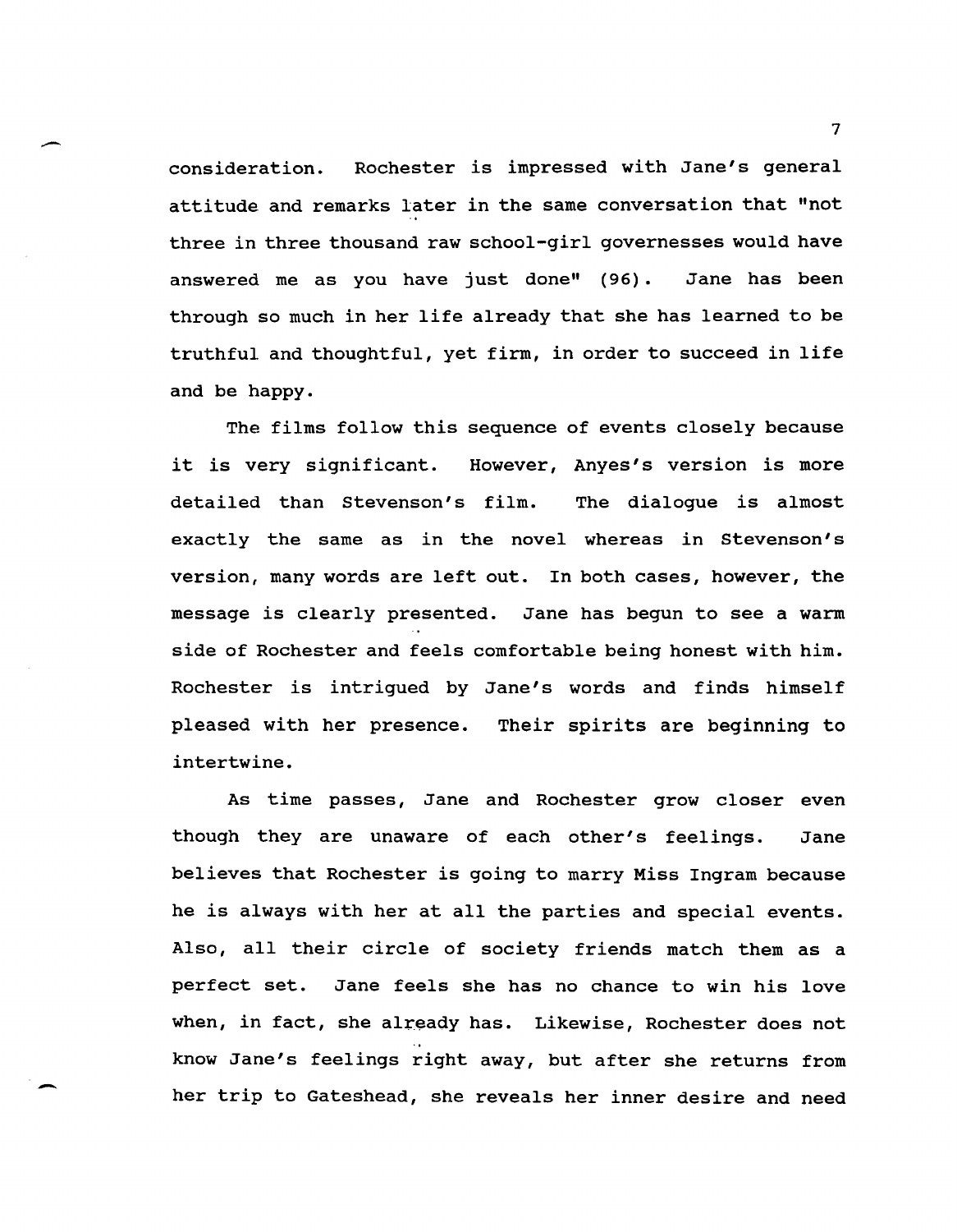consideration. Rochester is impressed with Jane's general attitude and remarks later in the same conversation that "not three in three thousand raw school-girl governesses would have answered me as you have just done" (96). Jane has been through so much in her life already that she has learned to be truthful and thoughtful, yet firm, in order to succeed in life and be happy.

The films follow this sequence of events closely because it is very significant. However, Anyes's version is more detailed than Stevenson's film. The dialogue is almost exactly the same as in the novel whereas in Stevenson's version, many words are left out. In both cases, however, the message is clearly presented. Jane has begun to see a warm side of Rochester and feels comfortable being honest with him. Rochester is intrigued by Jane's words and finds himself pleased with her presence. Their spirits are beginning to intertwine.

As time passes, Jane and Rochester grow closer even though they are unaware of each other's feelings. Jane believes that Rochester is going to marry Miss Ingram because he is always with her at all the parties and special events. Also, all their circle of society friends match them as a perfect set. Jane feels she has no chance to win his love when, in fact, she already has. Likewise, Rochester does not know Jane's feelings right away, but after she returns from her trip to Gateshead, she reveals her inner desire and need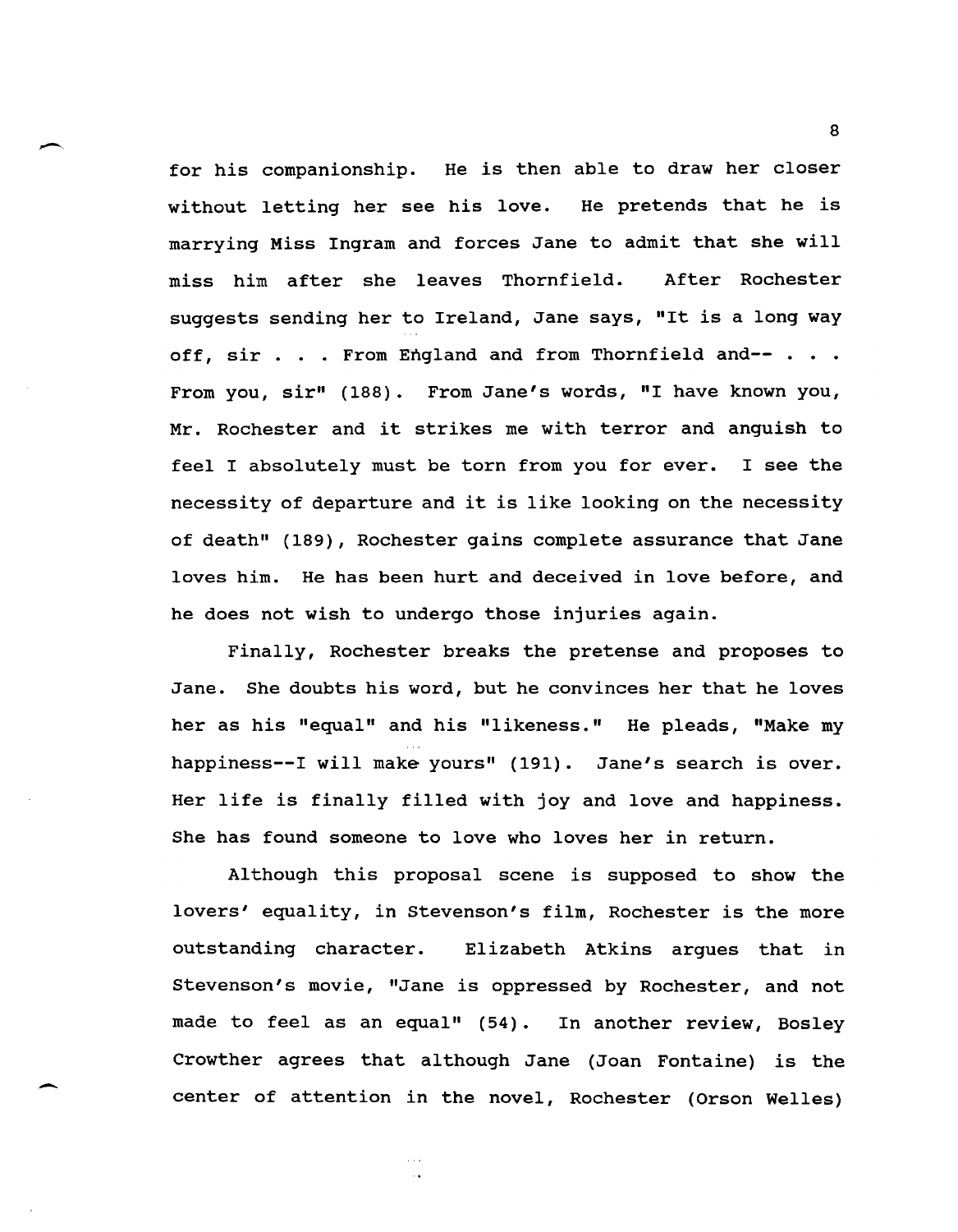for his companionship. He is then able to draw her closer without letting her see his love. He pretends that he is marrying Miss Ingram and forces Jane to admit that she will miss him after she leaves Thornfield. After Rochester suggests sending her to Ireland, Jane says, "It is a long way off, sir . . . From England and from Thornfield and-- . . . From you, sir" (188). From Jane's words, "I have known you, Mr. Rochester and it strikes me with terror and anguish to feel I absolutely must be torn from you for ever. I see the necessity of departure and it is like looking on the necessity of death" (189), Rochester gains complete assurance that Jane loves him. He has been hurt and deceived in love before, and he does not wish to undergo those injuries again.

Finally, Rochester breaks the pretense and proposes to Jane. She doubts his word, but he convinces her that he loves her as his "equal" and his "likeness." He pleads, "Make my happiness--I will make yours" (191). Jane's search is over. Her life is finally filled with joy and love and happiness. She has found someone to love who loves her in return.

Although this proposal scene is supposed to show the lovers' equality, in Stevenson's film, Rochester is the more outstanding character. Elizabeth Atkins argues that in Stevenson's movie, "Jane is oppressed by Rochester, and not made to feel as an equal" (54). In another review, Bosley Crowther agrees that although Jane (Joan Fontaine) is the center of attention in the novel, Rochester (Orson Welles)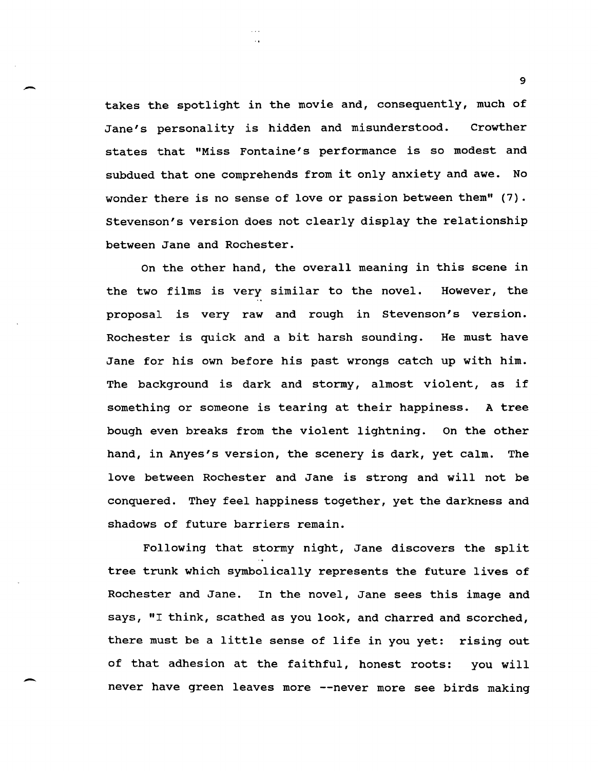takes the spotlight in the movie and, consequently, much of Jane's personality is hidden and misunderstood. Crowther states that "Miss Fontaine's performance is so modest and subdued that one comprehends from it only anxiety and awe. No wonder there is no sense of love or passion between them" (7). Stevenson's version does not clearly display the relationship between Jane and Rochester.

On the other hand, the overall meaning in this scene in the two films is very similar to the novel. However, the proposal is very raw and rough in Stevenson's version. Rochester is quick and a bit harsh sounding. He must have Jane for his own before his past wrongs catch up with him. The background is dark and stormy, almost violent, as if something or someone is tearing at their happiness. A tree bough even breaks from the violent lightning. On the other hand, in Anyes's version, the scenery is dark, yet calm. The love between Rochester and Jane is strong and will not be conquered. They feel happiness together, yet the darkness and shadows of future barriers remain.

Following that stormy night, Jane discovers the split tree trunk which symbolically represents the future lives of Rochester and Jane. In the novel, Jane sees this image and says, "I think, scathed as you look, and charred and scorched, there must be a little sense of life in you yet: rising out of that adhesion at the faithful, honest roots: you will never have green leaves more --never more see birds making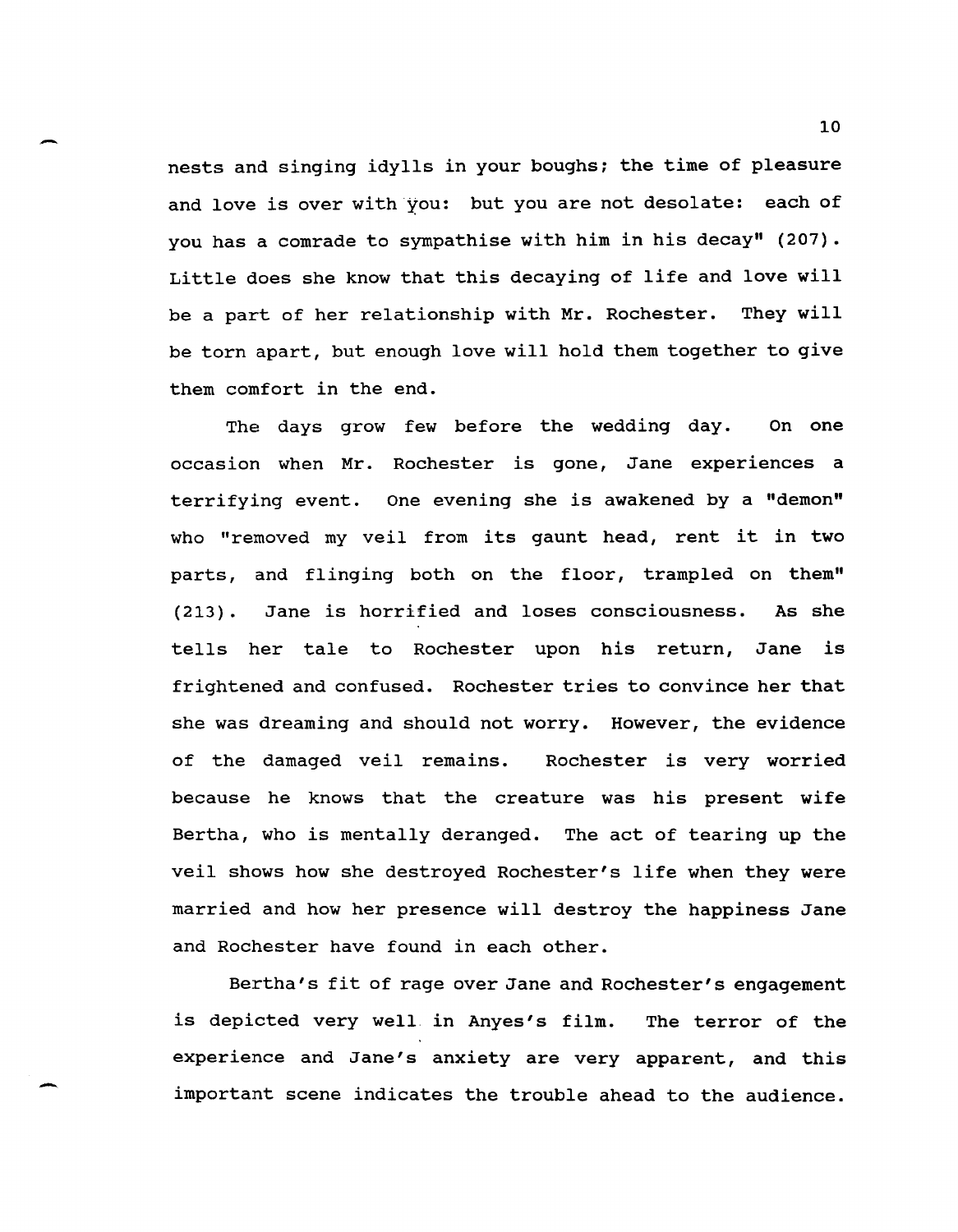nests and singing idylls in your boughs; the time of pleasure and love is over with you: but you are not desolate: each of you has a comrade to sympathise with him in his decay" (207). Little does she know that this decaying of life and love will be a part of her relationship with Mr. Rochester. They will be torn apart, but enough love will hold them together to give them comfort in the end.

The days grow few before the wedding day. On one occasion when Mr. Rochester is gone, Jane experiences a terrifying event. One evening she is awakened by a "demon" who "removed my veil from its gaunt head, rent it in two parts, and flinging both on the floor, trampled on them" (213). Jane is horrified and loses consciousness. As she tells her tale to Rochester upon his return, Jane is frightened and confused. Rochester tries to convince her that she was dreaming and should not worry. However, the evidence of the damaged veil remains. Rochester is very worried because he knows that the creature was his present wife Bertha, who is mentally deranged. The act of tearing up the veil shows how she destroyed Rochester's life when they were married and how her presence will destroy the happiness Jane and Rochester have found in each other.

Bertha's fit of rage over Jane and Rochester's engagement is depicted very well in Anyes's film. The terror of the experience and Jane's anxiety are very apparent, and this important scene indicates the trouble ahead to the audience.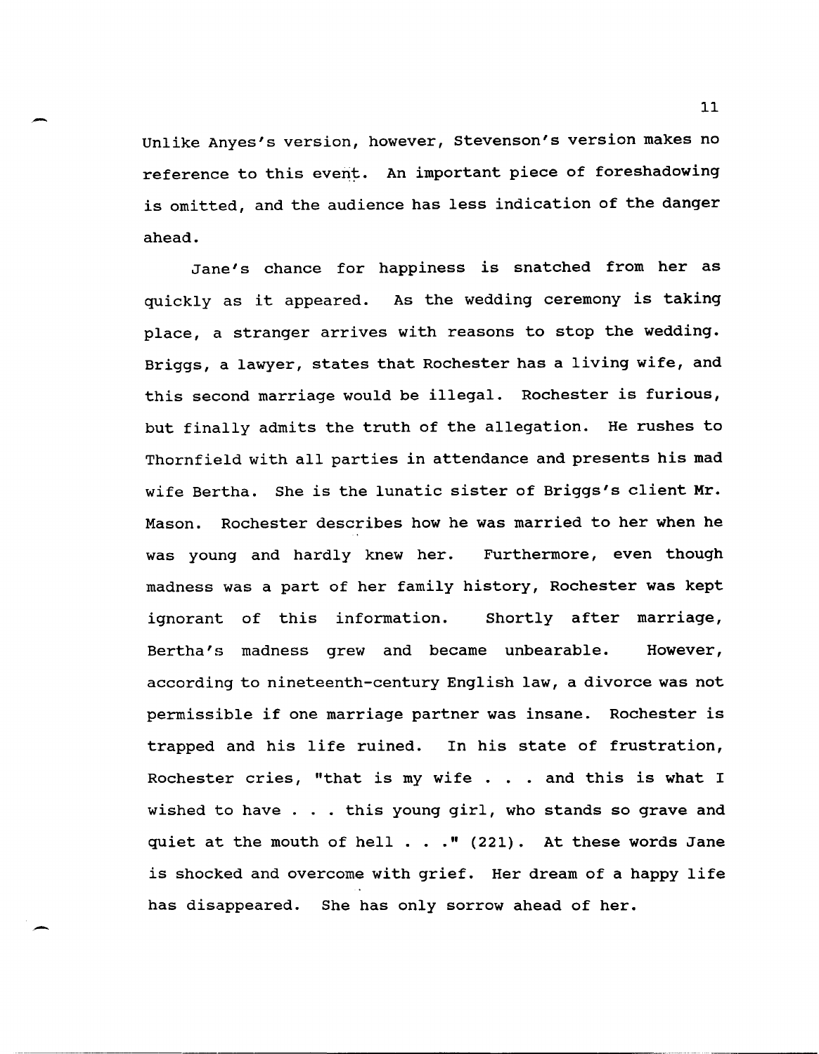Unlike Anyes's version, however, Stevenson's version makes no reference to this event. An important piece of foreshadowing is omitted, and the audience has less indication of the danger ahead.

Jane's chance for happiness is snatched from her as quickly as it appeared. As the wedding ceremony is taking place, a stranger arrives with reasons to stop the wedding. Briggs, a lawyer, states that Rochester has a living wife, and this second marriage would be illegal. Rochester is furious, but finally admits the truth of the allegation. He rushes to Thornfield with all parties in attendance and presents his mad wife Bertha. She is the lunatic sister of Briggs's client Mr. Mason. Rochester describes how he was married to her when he was young and hardly knew her. Furthermore, even though madness was a part of her family history, Rochester was kept ignorant of this information. Shortly after marriage, Bertha's madness grew and became unbearable. However, according to nineteenth-century English law, a divorce was not permissible if one marriage partner was insane. Rochester is trapped and his life ruined. In his state of frustration, Rochester cries, "that is my wife . . . and this is what I wished to have . . . this young girl, who stands so grave and quiet at the mouth of hell . . ." (221). At these words Jane is shocked and overcome with grief. Her dream of a happy life has disappeared. She has only sorrow ahead of her.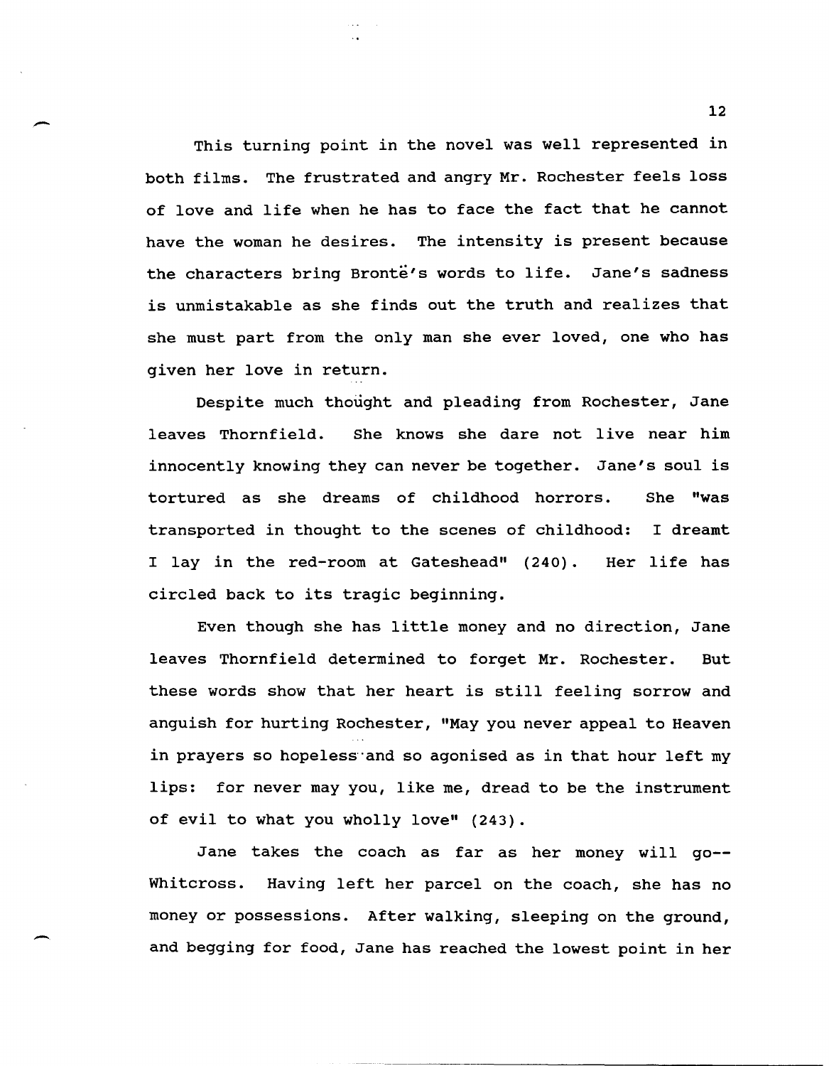This turning point in the novel was well represented in both films. The frustrated and angry Mr. Rochester feels loss of love and life when he has to face the fact that he cannot have the woman he desires. The intensity is present because the characters bring Brontë's words to life. Jane's sadness is unmistakable as she finds out the truth and realizes that she must part from the only man she ever loved, one who has given her love in return.

Despite much thought and pleading from Rochester, Jane leaves Thornfield. She knows she dare not live near him innocently knowing they can never be together. Jane's soul is tortured as she dreams of childhood horrors. She "was transported in thought to the scenes of childhood: I dreamt I lay in the red-room at Gateshead" (240). Her life has circled back to its tragic beginning.

Even though she has little money and no direction, Jane leaves Thornfield determined to forget Mr. Rochester. But these words show that her heart is still feeling sorrow and anguish for hurting Rochester, "May you never appeal to Heaven in prayers so hopeless and so agonised as in that hour left my lips: for never may you, like me, dread to be the instrument of evil to what you wholly love" (243).

Jane takes the coach as far as her money will go-- Whitcross. Having left her parcel on the coach, she has no money or possessions. After walking, sleeping on the ground, and begging for food, Jane has reached the lowest point in her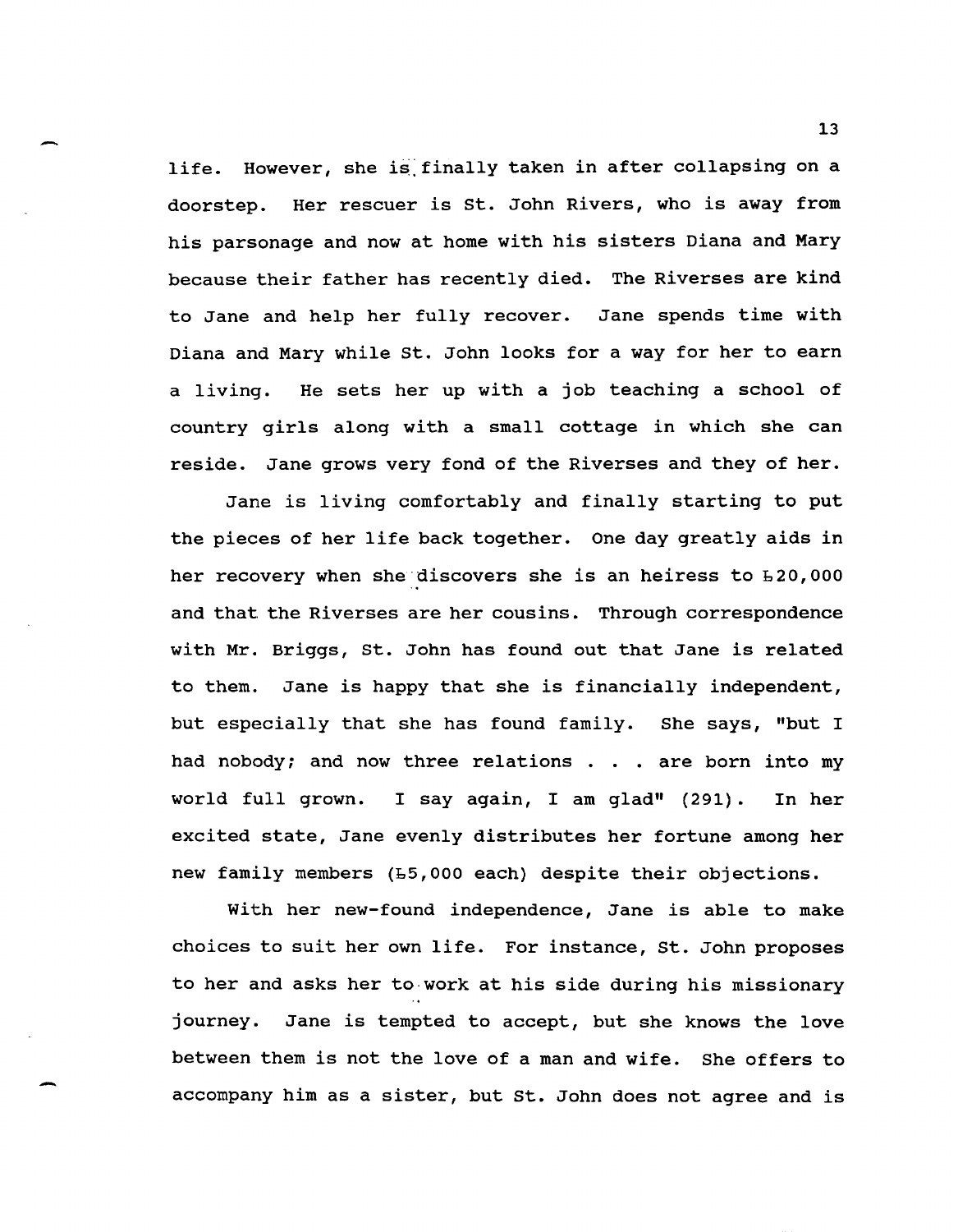life. However, she is finally taken in after collapsing on a doorstep. Her rescuer is St. John Rivers, who is away from his parsonage and now at home with his sisters Diana and Mary because their father has recently died. The Riverses are kind to Jane and help her fully recover. Jane spends time with Diana and Mary while St. John looks for a way for her to earn a living. He sets her up with a job teaching a school of country girls along with a small cottage in which she can reside. Jane grows very fond of the Riverses and they of her.

Jane is living comfortably and finally starting to put the pieces of her life back together. One day greatly aids in her recovery when she discovers she is an heiress to £20,000 and that the Riverses are her cousins. Through correspondence with Mr. Briggs, St. John has found out that Jane is related to them. Jane is happy that she is financially independent, but especially that she has found family. She says, "but I had nobody; and now three relations . . . are born into my world full grown. I say again, I am glad" (291). In her excited state, Jane evenly distributes her fortune among her new family members (£5,000 each) despite their objections.

With her new-found independence, Jane is able to make choices to suit her own life. For instance, St. John proposes to her and asks her to work at his side during his missionary journey. Jane is tempted to accept, but she knows the love between them is not the love of a man and wife. She offers to accompany him as a sister, but St. John does not agree and is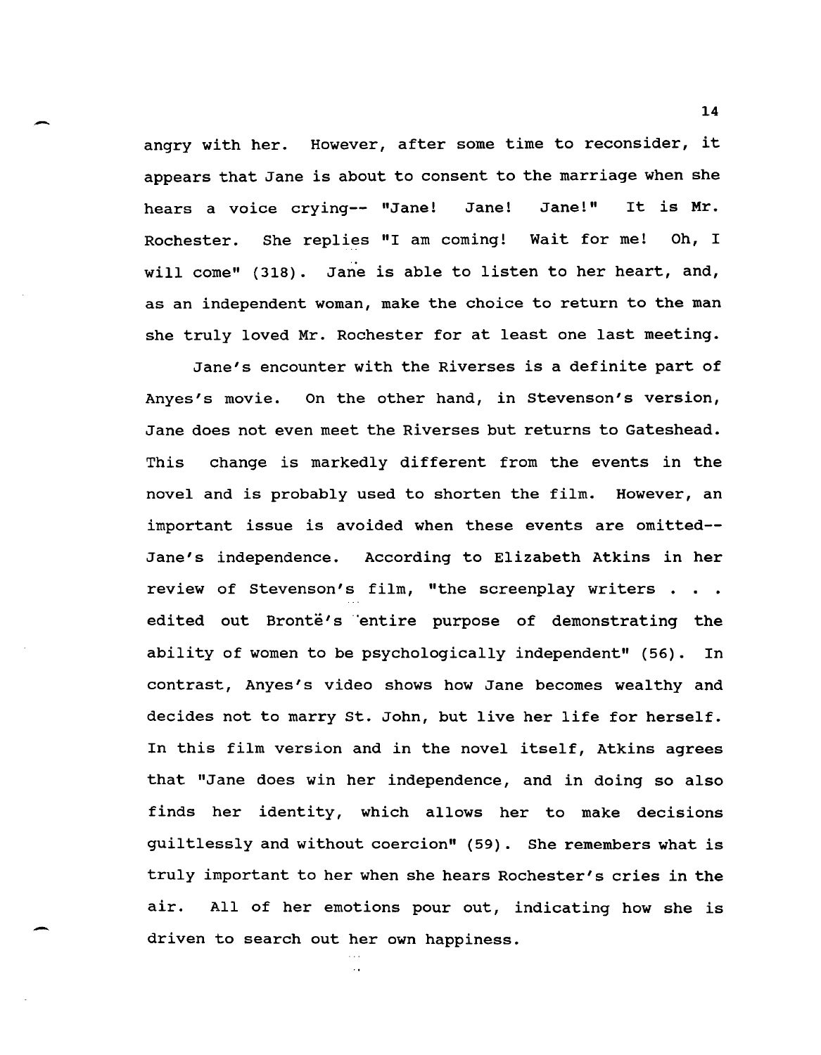angry with her. However, after some time to reconsider, it appears that Jane is about to consent to the marriage when she hears a voice crying-- "Jane! Jane! Jane!" It is Mr. Rochester. She replies "I am coming! Wait for me! Oh, I will come" (318). Jane is able to listen to her heart, and, as an independent woman, make the choice to return to the man she truly loved Mr. Rochester for at least one last meeting.

Jane's encounter with the Riverses is a definite part of Anyes's movie. On the other hand, in Stevenson's version, Jane does not even meet the Riverses but returns to Gateshead. This change is markedly different from the events in the novel and is probably used to shorten the film. However, an important issue is avoided when these events are omitted-- Jane's independence. According to Elizabeth Atkins in her review of Stevenson's film, "the screenplay writers . . . edited out Brontë's entire purpose of demonstrating the ability of women to be psychologically independent" (56). In contrast, Anyes's video shows how Jane becomes wealthy and decides not to marry St. John, but live her life for herself. In this film version and in the novel itself, Atkins agrees that "Jane does win her independence, and in doing so also finds her identity, which allows her to make decisions guiltlessly and without coercion" (59). She remembers what is truly important to her when she hears Rochester's cries in the air. All of her emotions pour out, indicating how she is driven to search out her own happiness.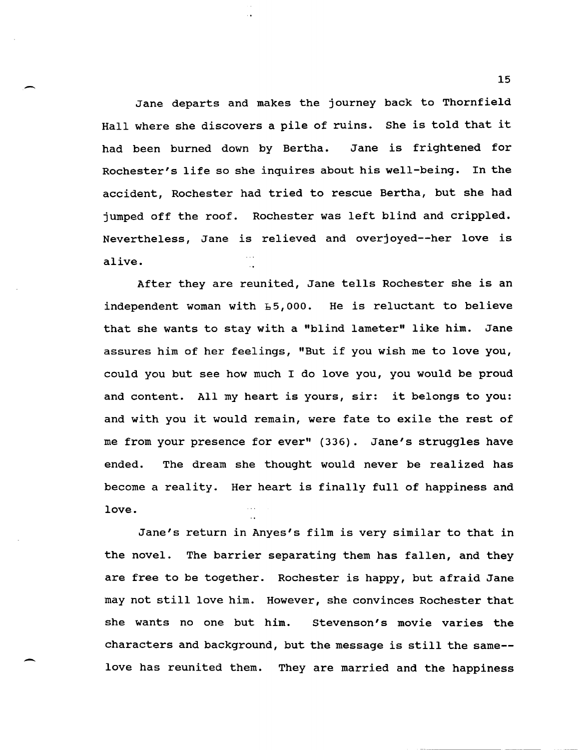Jane departs and makes the journey back to Thornfield Hall where she discovers a pile of ruins. She is told that it had been burned down by Bertha. Jane is frightened for Rochester's life so she inquires about his well-being. In the accident, Rochester had tried to rescue Bertha, but she had jumped off the roof. Rochester was left blind and crippled. Nevertheless, Jane is relieved and overjoyed--her love is alive.

After they are reunited, Jane tells Rochester she is an independent woman with £5,000. He is reluctant to believe that she wants to stay with a "blind lameter" like him. Jane assures him of her feelings, "But if you wish me to love you, could you but see how much I do love you, you would be proud and content. All my heart is yours, sir: it belongs to you: and with you it would remain, were fate to exile the rest of me from your presence for ever" (336). Jane's struggles have ended. The dream she thought would never be realized has become a reality. Her heart is finally full of happiness and love.

Jane's return in Anyes's film is very similar to that in the novel. The barrier separating them has fallen, and they are free to be together. Rochester is happy, but afraid Jane may not still love him. However, she convinces Rochester that she wants no one but him. Stevenson's movie varies the characters and background, but the message is still the same--love has reunited them. They are married and the happiness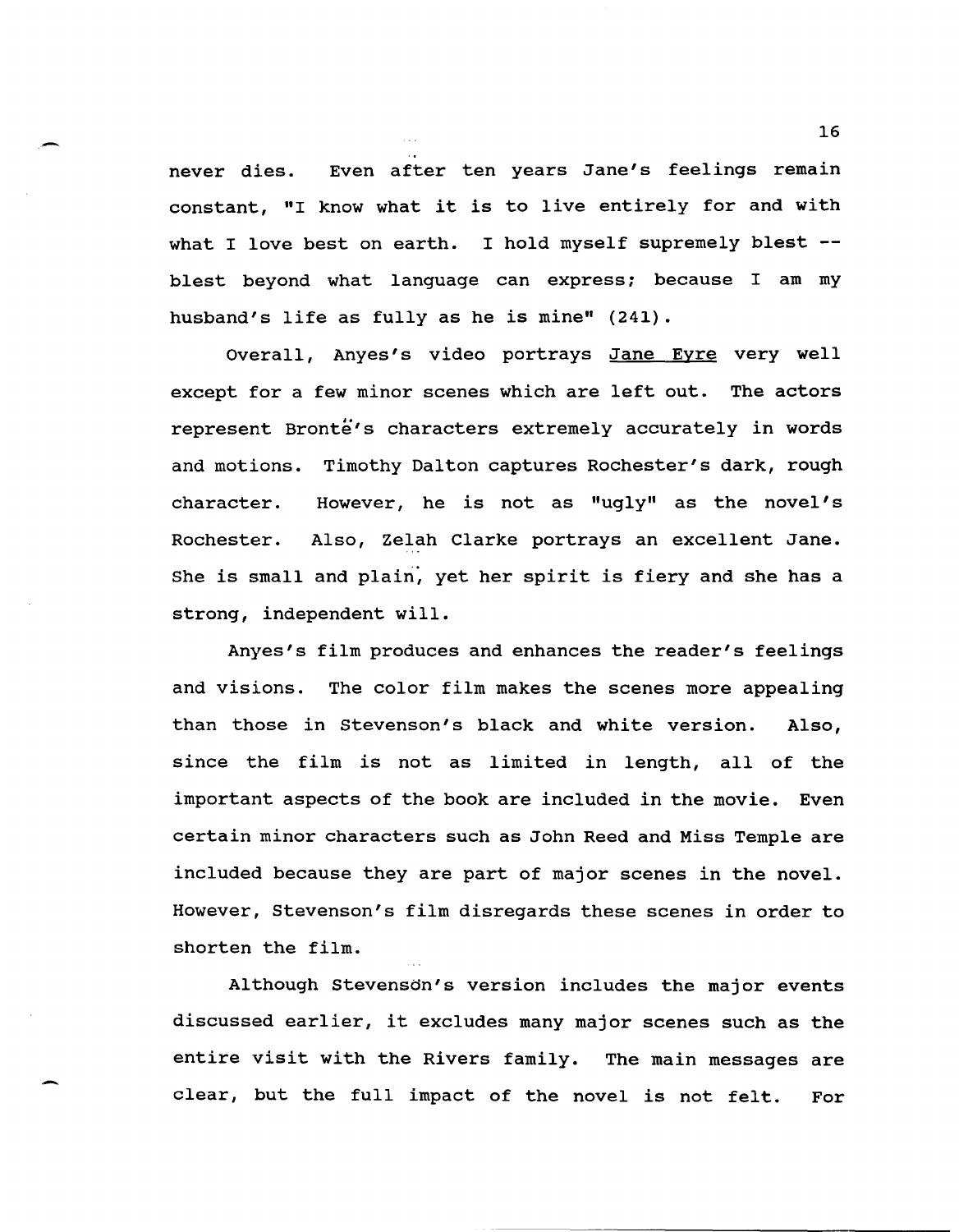never dies. Even after ten years Jane's feelings remain constant, "I know what it is to live entirely for and with what I love best on earth. I hold myself supremely blest -- blest beyond what language can express; because I am my husband's life as fully as he is mine" (241).

Overall, Anyes's video portrays Jane Eyre very well except for a few minor scenes which are left out. The actors represent Brontë's characters extremely accurately in words and motions. Timothy Dalton captures Rochester's dark, rough character. However, he is not as "ugly" as the novel's Rochester. Also, Zelah Clarke portrays an excellent Jane. She is small and plain, yet her spirit is fiery and she has a strong, independent will.

Anyes's film produces and enhances the reader's feelings and visions. The color film makes the scenes more appealing than those in Stevenson's black and white version. Also, since the film is not as limited in length, all of the important aspects of the book are included in the movie. Even certain minor characters such as John Reed and Miss Temple are included because they are part of major scenes in the novel. However, Stevenson's film disregards these scenes in order to shorten the film.

Although Stevenson's version includes the major events discussed earlier, it excludes many major scenes such as the entire visit with the Rivers family. The main messages are clear, but the full impact of the novel is not felt. For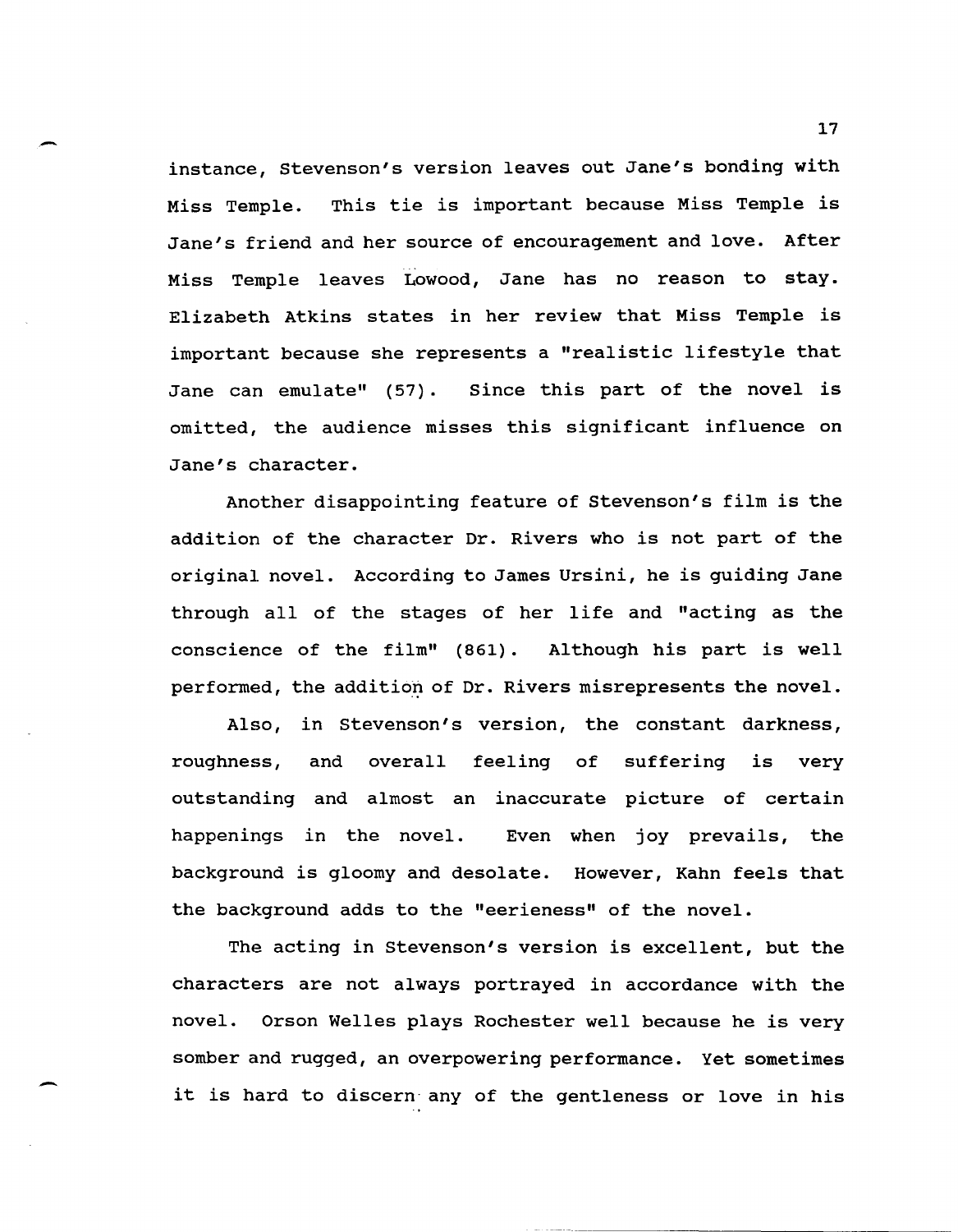instance, Stevenson's version leaves out Jane's bonding with Miss Temple. This tie is important because Miss Temple is Jane's friend and her source of encouragement and love. After Miss Temple leaves Lowood, Jane has no reason to stay. Elizabeth Atkins states in her review that Miss Temple is important because she represents a "realistic lifestyle that Jane can emulate" (57). Since this part of the novel is omitted, the audience misses this significant influence on Jane's character.

Another disappointing feature of Stevenson's film is the addition of the character Dr. Rivers who is not part of the original novel. According to James Ursini, he is guiding Jane through all of the stages of her life and "acting as the conscience of the film" (861). Although his part is well performed, the addition of Dr. Rivers misrepresents the novel.

Also, in Stevenson's version, the constant darkness, roughness, and overall feeling of suffering is very outstanding and almost an inaccurate picture of certain happenings in the novel. Even when joy prevails, the background is gloomy and desolate. However, Kahn feels that the background adds to the "eerieness" of the novel.

The acting in Stevenson's version is excellent, but the characters are not always portrayed in accordance with the novel. Orson Welles plays Rochester well because he is very somber and rugged, an overpowering performance. Yet sometimes it is hard to discern any of the gentleness or love in his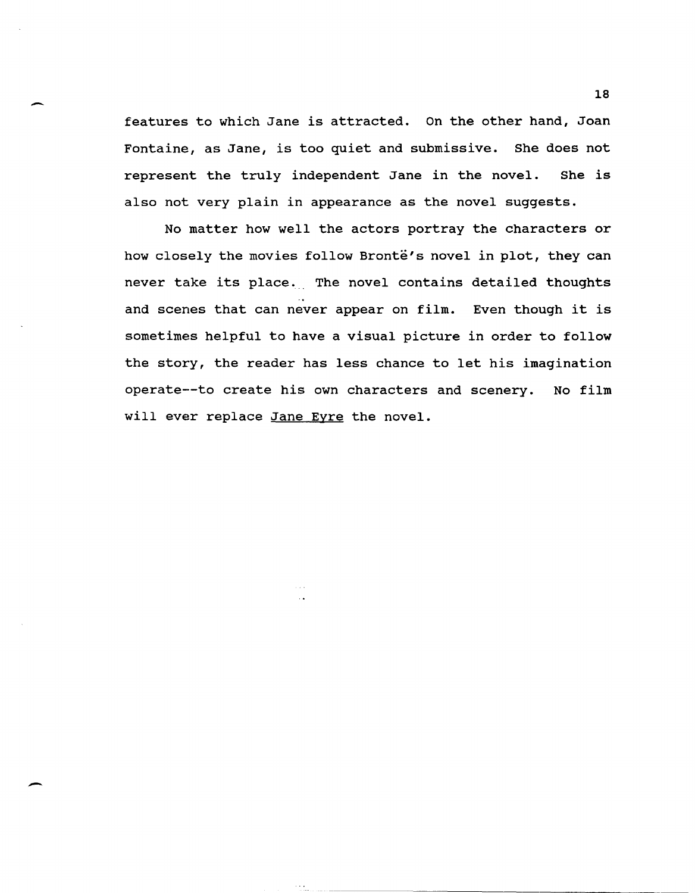features to which Jane is attracted. On the other hand, Joan Fontaine, as Jane, is too quiet and submissive. She does not represent the truly independent Jane in the novel. She is also not very plain in appearance as the novel suggests.

No matter how well the actors portray the characters or how closely the movies follow Brontë's novel in plot, they can never take its place. The novel contains detailed thoughts and scenes that can never appear on film. Even though it is sometimes helpful to have a visual picture in order to follow the story, the reader has less chance to let his imagination operate--to create his own characters and scenery. No film will ever replace <u>Jane Eyre</u> the novel.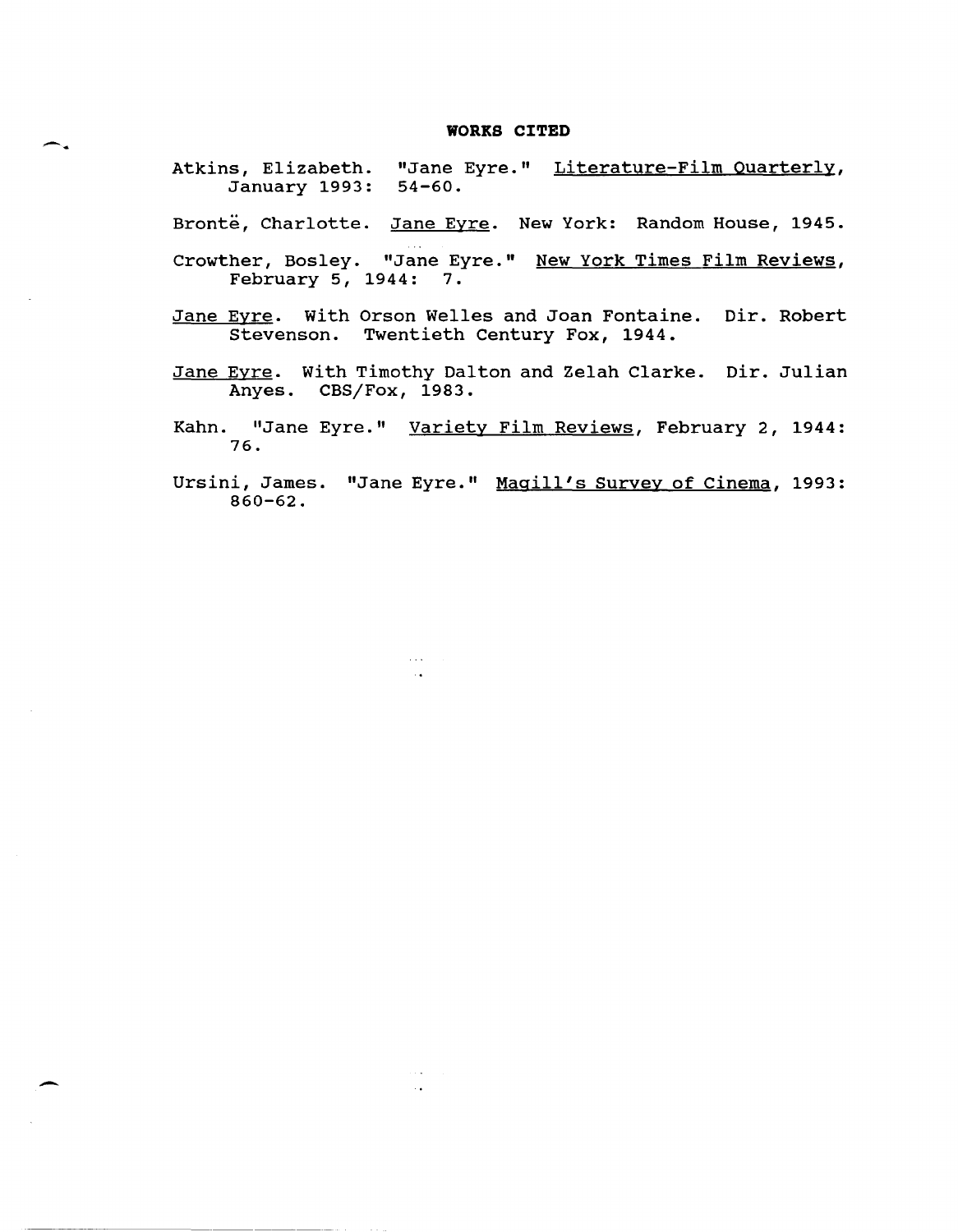## WORKS CITED

Atkins, Elizabeth. "Jane Eyre." Literature-Film Quarterly, January 1993: 54-60.

Brontë, Charlotte. Jane Eyre. New York: Random House, 1945.

Crowther, Bosley. "Jane Eyre." New York Times Film Reviews, February 5, 1944: 7.

Jane Eyre. With Orson Welles and Joan Fontaine. Dir. Robert Stevenson. Twentieth Century Fox, 1944.

Jane Eyre. With Timothy Dalton and Zelah Clarke. Dir. Julian Anyes. CBS/Fox, 1983.

Kahn. "Jane Eyre." Variety Film Reviews, February 2, 1944: 76.

Ursini, James. "Jane Eyre." Magill's Survey of Cinema, 1993: 860-62.